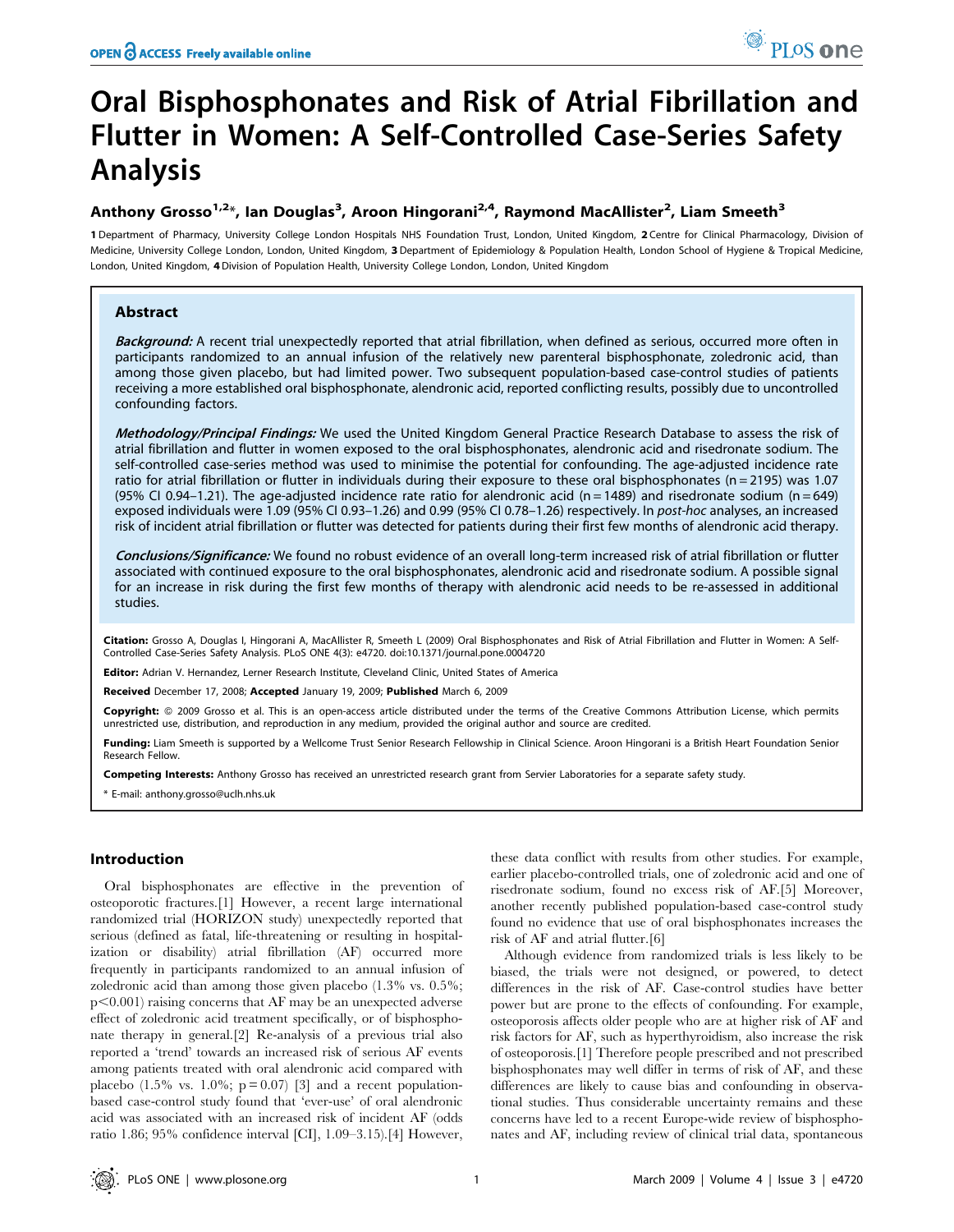# Oral Bisphosphonates and Risk of Atrial Fibrillation and Flutter in Women: A Self-Controlled Case-Series Safety Analysis

**Anthony Grosso[1,2]*, Ian Douglas[3], Aroon Hingorani[2,4], Raymond MacAllister[2], Liam Smeeth[3]**

**1** Department of Pharmacy, University College London Hospitals NHS Foundation Trust, London, United Kingdom, **2** Centre for Clinical Pharmacology, Division of Medicine, University College London, London, United Kingdom, **3** Department of Epidemiology & Population Health, London School of Hygiene & Tropical Medicine, London, United Kingdom, **4** Division of Population Health, University College London, London, United Kingdom

## Abstract

***Background:*** A recent trial unexpectedly reported that atrial fibrillation, when defined as serious, occurred more often in participants randomized to an annual infusion of the relatively new parenteral bisphosphonate, zoledronic acid, than among those given placebo, but had limited power. Two subsequent population-based case-control studies of patients receiving a more established oral bisphosphonate, alendronic acid, reported conflicting results, possibly due to uncontrolled confounding factors.

***Methodology/Principal Findings:*** We used the United Kingdom General Practice Research Database to assess the risk of atrial fibrillation and flutter in women exposed to the oral bisphosphonates, alendronic acid and risedronate sodium. The self-controlled case-series method was used to minimise the potential for confounding. The age-adjusted incidence rate ratio for atrial fibrillation or flutter in individuals during their exposure to these oral bisphosphonates (n = 2195) was 1.07 (95% CI 0.94–1.21). The age-adjusted incidence rate ratio for alendronic acid (n = 1489) and risedronate sodium (n = 649) exposed individuals were 1.09 (95% CI 0.93–1.26) and 0.99 (95% CI 0.78–1.26) respectively. In *post-hoc* analyses, an increased risk of incident atrial fibrillation or flutter was detected for patients during their first few months of alendronic acid therapy.

***Conclusions/Significance:*** We found no robust evidence of an overall long-term increased risk of atrial fibrillation or flutter associated with continued exposure to the oral bisphosphonates, alendronic acid and risedronate sodium. A possible signal for an increase in risk during the first few months of therapy with alendronic acid needs to be re-assessed in additional studies.

**Citation:** Grosso A, Douglas I, Hingorani A, MacAllister R, Smeeth L (2009) Oral Bisphosphonates and Risk of Atrial Fibrillation and Flutter in Women: A Self-Controlled Case-Series Safety Analysis. PLoS ONE 4(3): e4720. doi:10.1371/journal.pone.0004720

**Editor:** Adrian V. Hernandez, Lerner Research Institute, Cleveland Clinic, United States of America

**Received** December 17, 2008; **Accepted** January 19, 2009; **Published** March 6, 2009

**Copyright:** © 2009 Grosso et al. This is an open-access article distributed under the terms of the Creative Commons Attribution License, which permits unrestricted use, distribution, and reproduction in any medium, provided the original author and source are credited.

**Funding:** Liam Smeeth is supported by a Wellcome Trust Senior Research Fellowship in Clinical Science. Aroon Hingorani is a British Heart Foundation Senior Research Fellow.

**Competing Interests:** Anthony Grosso has received an unrestricted research grant from Servier Laboratories for a separate safety study.

\* E-mail: anthony.grosso@uclh.nhs.uk

## Introduction

Oral bisphosphonates are effective in the prevention of osteoporotic fractures.[1] However, a recent large international randomized trial (HORIZON study) unexpectedly reported that serious (defined as fatal, life-threatening or resulting in hospitalization or disability) atrial fibrillation (AF) occurred more frequently in participants randomized to an annual infusion of zoledronic acid than among those given placebo (1.3% vs. 0.5%; $p<0.001$) raising concerns that AF may be an unexpected adverse effect of zoledronic acid treatment specifically, or of bisphosphonate therapy in general.[2] Re-analysis of a previous trial also reported a 'trend' towards an increased risk of serious AF events among patients treated with oral alendronic acid compared with placebo (1.5% vs. 1.0%; $p = 0.07$) [3] and a recent population-based case-control study found that 'ever-use' of oral alendronic acid was associated with an increased risk of incident AF (odds ratio 1.86; 95% confidence interval [CI], 1.09–3.15).[4] However, these data conflict with results from other studies. For example, earlier placebo-controlled trials, one of zoledronic acid and one of risedronate sodium, found no excess risk of AF.[5] Moreover, another recently published population-based case-control study found no evidence that use of oral bisphosphonates increases the risk of AF and atrial flutter.[6]

Although evidence from randomized trials is less likely to be biased, the trials were not designed, or powered, to detect differences in the risk of AF. Case-control studies have better power but are prone to the effects of confounding. For example, osteoporosis affects older people who are at higher risk of AF and risk factors for AF, such as hyperthyroidism, also increase the risk of osteoporosis.[1] Therefore people prescribed and not prescribed bisphosphonates may well differ in terms of risk of AF, and these differences are likely to cause bias and confounding in observational studies. Thus considerable uncertainty remains and these concerns have led to a recent Europe-wide review of bisphosphonates and AF, including review of clinical trial data, spontaneous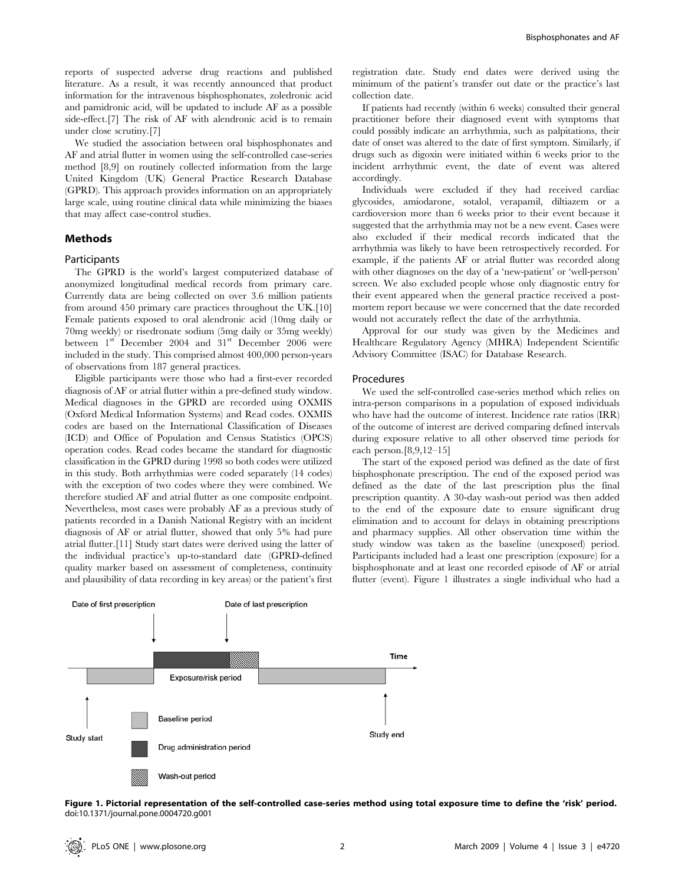reports of suspected adverse drug reactions and published literature. As a result, it was recently announced that product information for the intravenous bisphosphonates, zoledronic acid and pamidronic acid, will be updated to include AF as a possible side-effect.[7] The risk of AF with alendronic acid is to remain under close scrutiny.[7]

We studied the association between oral bisphosphonates and AF and atrial flutter in women using the self-controlled case-series method [8,9] on routinely collected information from the large United Kingdom (UK) General Practice Research Database (GPRD). This approach provides information on an appropriately large scale, using routine clinical data while minimizing the biases that may affect case-control studies.

## Methods

### Participants

The GPRD is the world's largest computerized database of anonymized longitudinal medical records from primary care. Currently data are being collected on over 3.6 million patients from around 450 primary care practices throughout the UK.[10] Female patients exposed to oral alendronic acid (10mg daily or 70mg weekly) or risedronate sodium (5mg daily or 35mg weekly) between 1st December 2004 and 31st December 2006 were included in the study. This comprised almost 400,000 person-years of observations from 187 general practices.

Eligible participants were those who had a first-ever recorded diagnosis of AF or atrial flutter within a pre-defined study window. Medical diagnoses in the GPRD are recorded using OXMIS (Oxford Medical Information Systems) and Read codes. OXMIS codes are based on the International Classification of Diseases (ICD) and Office of Population and Census Statistics (OPCS) operation codes. Read codes became the standard for diagnostic classification in the GPRD during 1998 so both codes were utilized in this study. Both arrhythmias were coded separately (14 codes) with the exception of two codes where they were combined. We therefore studied AF and atrial flutter as one composite endpoint. Nevertheless, most cases were probably AF as a previous study of patients recorded in a Danish National Registry with an incident diagnosis of AF or atrial flutter, showed that only 5% had pure atrial flutter.[11] Study start dates were derived using the latter of the individual practice's up-to-standard date (GPRD-defined quality marker based on assessment of completeness, continuity and plausibility of data recording in key areas) or the patient's first registration date. Study end dates were derived using the minimum of the patient's transfer out date or the practice's last collection date.

If patients had recently (within 6 weeks) consulted their general practitioner before their diagnosed event with symptoms that could possibly indicate an arrhythmia, such as palpitations, their date of onset was altered to the date of first symptom. Similarly, if drugs such as digoxin were initiated within 6 weeks prior to the incident arrhythmic event, the date of event was altered accordingly.

Individuals were excluded if they had received cardiac glycosides, amiodarone, sotalol, verapamil, diltiazem or a cardioversion more than 6 weeks prior to their event because it suggested that the arrhythmia may not be a new event. Cases were also excluded if their medical records indicated that the arrhythmia was likely to have been retrospectively recorded. For example, if the patients AF or atrial flutter was recorded along with other diagnoses on the day of a 'new-patient' or 'well-person' screen. We also excluded people whose only diagnostic entry for their event appeared when the general practice received a post-mortem report because we were concerned that the date recorded would not accurately reflect the date of the arrhythmia.

Approval for our study was given by the Medicines and Healthcare Regulatory Agency (MHRA) Independent Scientific Advisory Committee (ISAC) for Database Research.

### Procedures

We used the self-controlled case-series method which relies on intra-person comparisons in a population of exposed individuals who have had the outcome of interest. Incidence rate ratios (IRR) of the outcome of interest are derived comparing defined intervals during exposure relative to all other observed time periods for each person.[8,9,12–15]

The start of the exposed period was defined as the date of first bisphosphonate prescription. The end of the exposed period was defined as the date of the last prescription plus the final prescription quantity. A 30-day wash-out period was then added to the end of the exposure date to ensure significant drug elimination and to account for delays in obtaining prescriptions and pharmacy supplies. All other observation time within the study window was taken as the baseline (unexposed) period. Participants included had a least one prescription (exposure) for a bisphosphonate and at least one recorded episode of AF or atrial flutter (event). Figure 1 illustrates a single individual who had a

**Figure 1. Pictorial representation of the self-controlled case-series method using total exposure time to define the 'risk' period.**
doi:10.1371/journal.pone.0004720.g001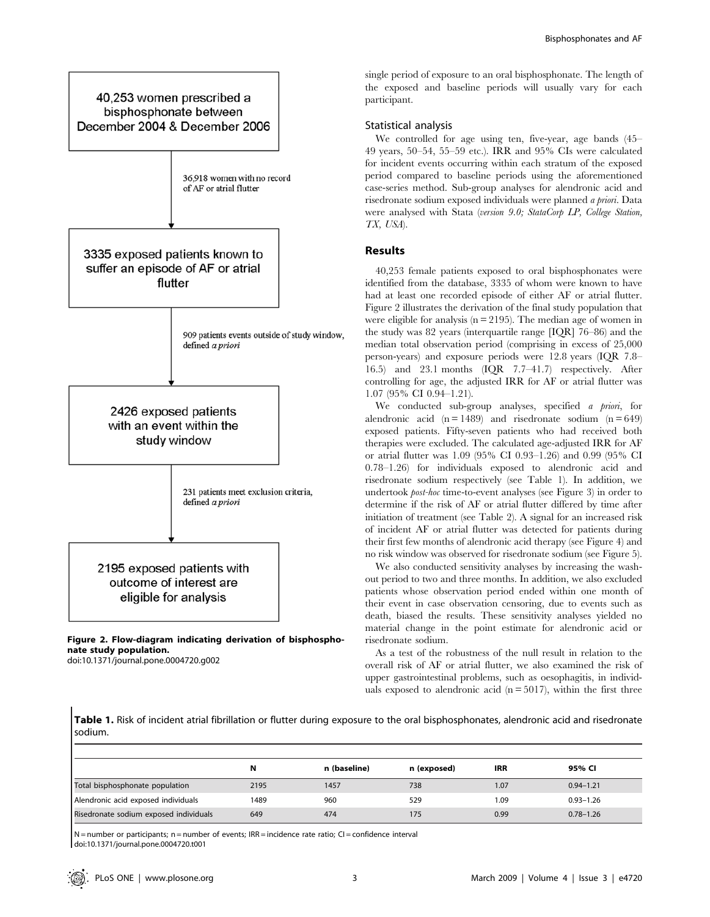40,253 women prescribed a bisphosphonate between December 2004 & December 2006

36,918 women with no record of AF or atrial flutter

3335 exposed patients known to suffer an episode of AF or atrial flutter

909 patients events outside of study window, defined *a priori*

2426 exposed patients with an event within the study window

231 patients meet exclusion criteria, defined *a priori*

2195 exposed patients with outcome of interest are eligible for analysis

**Figure 2. Flow-diagram indicating derivation of bisphosphonate study population.**
doi:10.1371/journal.pone.0004720.g002

single period of exposure to an oral bisphosphonate. The length of the exposed and baseline periods will usually vary for each participant.

### Statistical analysis

We controlled for age using ten, five-year, age bands (45–49 years, 50–54, 55–59 etc.). IRR and 95% CIs were calculated for incident events occurring within each stratum of the exposed period compared to baseline periods using the aforementioned case-series method. Sub-group analyses for alendronic acid and risedronate sodium exposed individuals were planned *a priori*. Data were analysed with Stata (*version 9.0; StataCorp LP, College Station, TX, USA*).

## Results

40,253 female patients exposed to oral bisphosphonates were identified from the database, 3335 of whom were known to have had at least one recorded episode of either AF or atrial flutter. Figure 2 illustrates the derivation of the final study population that were eligible for analysis (n = 2195). The median age of women in the study was 82 years (interquartile range [IQR] 76–86) and the median total observation period (comprising in excess of 25,000 person-years) and exposure periods were 12.8 years (IQR 7.8–16.5) and 23.1 months (IQR 7.7–41.7) respectively. After controlling for age, the adjusted IRR for AF or atrial flutter was 1.07 (95% CI 0.94–1.21).

We conducted sub-group analyses, specified *a priori*, for alendronic acid (n = 1489) and risedronate sodium (n = 649) exposed patients. Fifty-seven patients who had received both therapies were excluded. The calculated age-adjusted IRR for AF or atrial flutter was 1.09 (95% CI 0.93–1.26) and 0.99 (95% CI 0.78–1.26) for individuals exposed to alendronic acid and risedronate sodium respectively (see Table 1). In addition, we undertook *post-hoc* time-to-event analyses (see Figure 3) in order to determine if the risk of AF or atrial flutter differed by time after initiation of treatment (see Table 2). A signal for an increased risk of incident AF or atrial flutter was detected for patients during their first few months of alendronic acid therapy (see Figure 4) and no risk window was observed for risedronate sodium (see Figure 5).

We also conducted sensitivity analyses by increasing the wash-out period to two and three months. In addition, we also excluded patients whose observation period ended within one month of their event in case observation censoring, due to events such as death, biased the results. These sensitivity analyses yielded no material change in the point estimate for alendronic acid or risedronate sodium.

As a test of the robustness of the null result in relation to the overall risk of AF or atrial flutter, we also examined the risk of upper gastrointestinal problems, such as oesophagitis, in individuals exposed to alendronic acid (n = 5017), within the first three

**Table 1.** Risk of incident atrial fibrillation or flutter during exposure to the oral bisphosphonates, alendronic acid and risedronate sodium.

| | N | n (baseline) | n (exposed) | IRR | 95% CI |
|---|---|---|---|---|---|
| Total bisphosphonate population | 2195 | 1457 | 738 | 1.07 | 0.94–1.21 |
| Alendronic acid exposed individuals | 1489 | 960 | 529 | 1.09 | 0.93–1.26 |
| Risedronate sodium exposed individuals | 649 | 474 | 175 | 0.99 | 0.78–1.26 |

N = number or participants; n = number of events; IRR = incidence rate ratio; CI = confidence interval
doi:10.1371/journal.pone.0004720.t001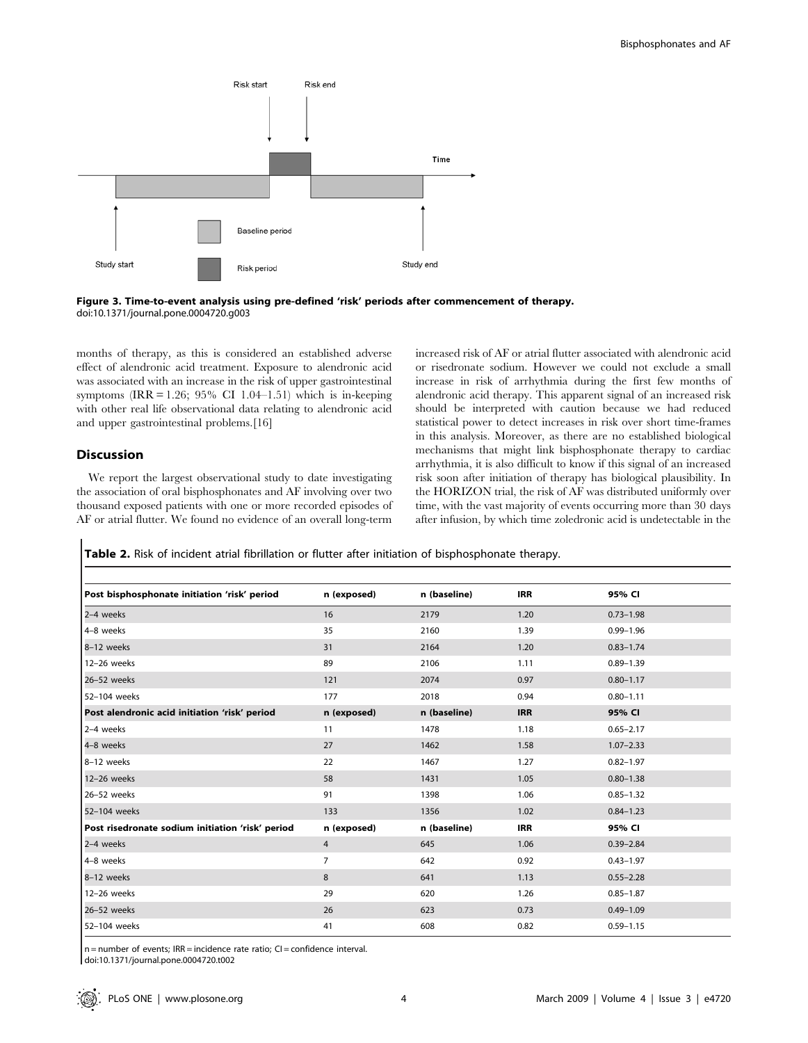Figure 3. Time-to-event analysis using pre-defined 'risk' periods after commencement of therapy.
doi:10.1371/journal.pone.0004720.g003

months of therapy, as this is considered an established adverse effect of alendronic acid treatment. Exposure to alendronic acid was associated with an increase in the risk of upper gastrointestinal symptoms (IRR = 1.26; 95% CI 1.04–1.51) which is in-keeping with other real life observational data relating to alendronic acid and upper gastrointestinal problems.[16]

## Discussion

We report the largest observational study to date investigating the association of oral bisphosphonates and AF involving over two thousand exposed patients with one or more recorded episodes of AF or atrial flutter. We found no evidence of an overall long-term increased risk of AF or atrial flutter associated with alendronic acid or risedronate sodium. However we could not exclude a small increase in risk of arrhythmia during the first few months of alendronic acid therapy. This apparent signal of an increased risk should be interpreted with caution because we had reduced statistical power to detect increases in risk over short time-frames in this analysis. Moreover, as there are no established biological mechanisms that might link bisphosphonate therapy to cardiac arrhythmia, it is also difficult to know if this signal of an increased risk soon after initiation of therapy has biological plausibility. In the HORIZON trial, the risk of AF was distributed uniformly over time, with the vast majority of events occurring more than 30 days after infusion, by which time zoledronic acid is undetectable in the

**Table 2.** Risk of incident atrial fibrillation or flutter after initiation of bisphosphonate therapy.

| Post bisphosphonate initiation 'risk' period | n (exposed) | n (baseline) | IRR | 95% CI |
|---|---|---|---|---|
| 2–4 weeks | 16 | 2179 | 1.20 | 0.73–1.98 |
| 4–8 weeks | 35 | 2160 | 1.39 | 0.99–1.96 |
| 8–12 weeks | 31 | 2164 | 1.20 | 0.83–1.74 |
| 12–26 weeks | 89 | 2106 | 1.11 | 0.89–1.39 |
| 26–52 weeks | 121 | 2074 | 0.97 | 0.80–1.17 |
| 52–104 weeks | 177 | 2018 | 0.94 | 0.80–1.11 |
| **Post alendronic acid initiation 'risk' period** | **n (exposed)** | **n (baseline)** | **IRR** | **95% CI** |
| 2–4 weeks | 11 | 1478 | 1.18 | 0.65–2.17 |
| 4–8 weeks | 27 | 1462 | 1.58 | 1.07–2.33 |
| 8–12 weeks | 22 | 1467 | 1.27 | 0.82–1.97 |
| 12–26 weeks | 58 | 1431 | 1.05 | 0.80–1.38 |
| 26–52 weeks | 91 | 1398 | 1.06 | 0.85–1.32 |
| 52–104 weeks | 133 | 1356 | 1.02 | 0.84–1.23 |
| **Post risedronate sodium initiation 'risk' period** | **n (exposed)** | **n (baseline)** | **IRR** | **95% CI** |
| 2–4 weeks | 4 | 645 | 1.06 | 0.39–2.84 |
| 4–8 weeks | 7 | 642 | 0.92 | 0.43–1.97 |
| 8–12 weeks | 8 | 641 | 1.13 | 0.55–2.28 |
| 12–26 weeks | 29 | 620 | 1.26 | 0.85–1.87 |
| 26–52 weeks | 26 | 623 | 0.73 | 0.49–1.09 |
| 52–104 weeks | 41 | 608 | 0.82 | 0.59–1.15 |

n = number of events; IRR = incidence rate ratio; CI = confidence interval.
doi:10.1371/journal.pone.0004720.t002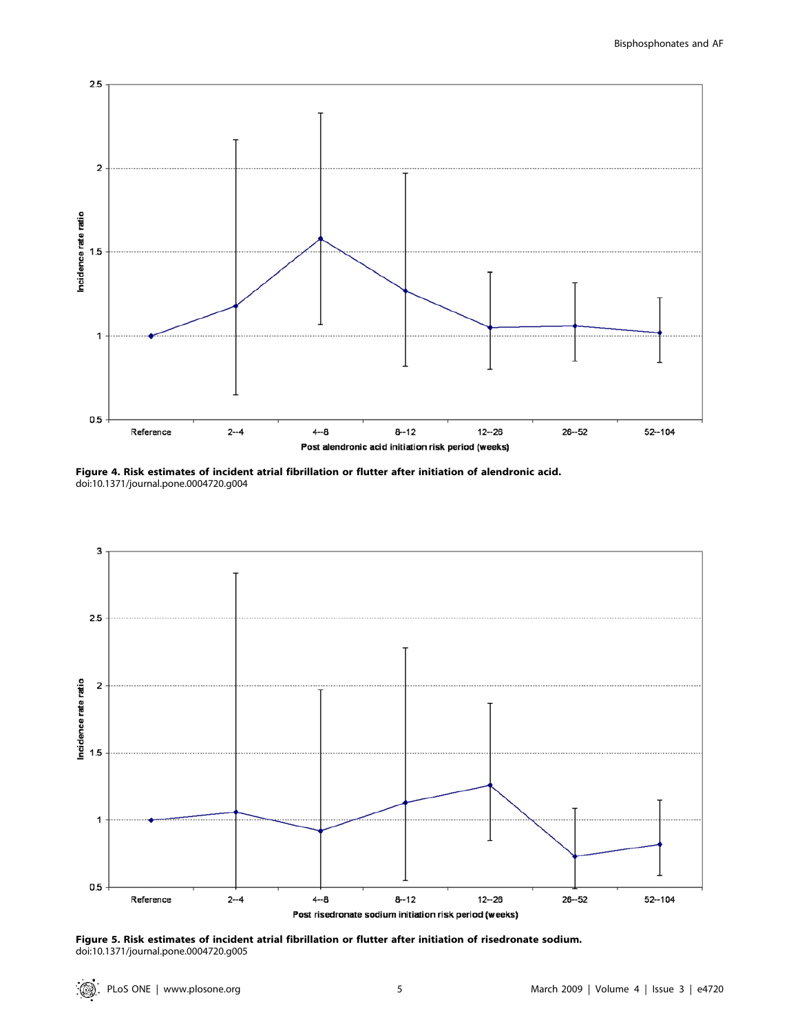**Figure 4. Risk estimates of incident atrial fibrillation or flutter after initiation of alendronic acid.**
doi:10.1371/journal.pone.0004720.g004

**Figure 5. Risk estimates of incident atrial fibrillation or flutter after initiation of risedronate sodium.**
doi:10.1371/journal.pone.0004720.g005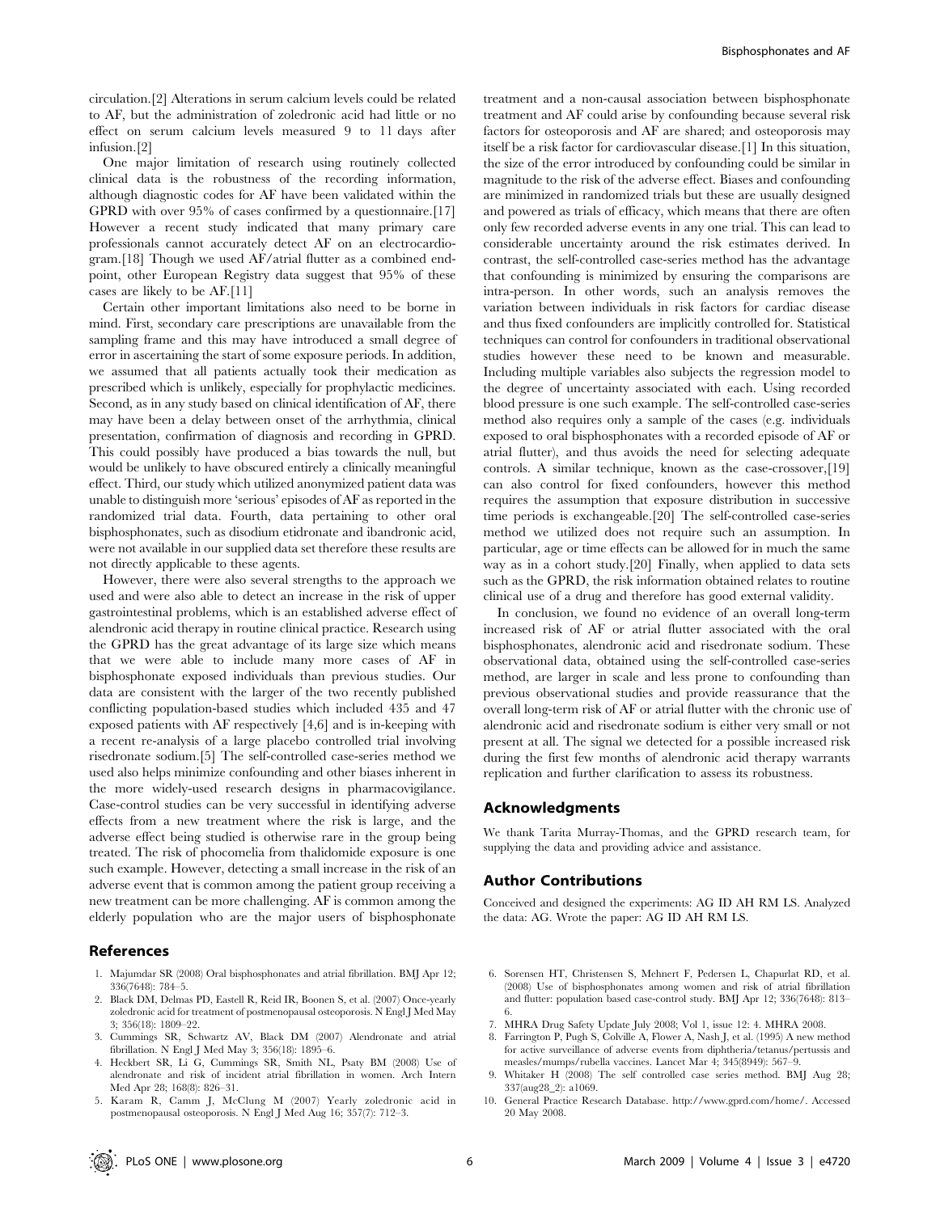circulation.[2] Alterations in serum calcium levels could be related to AF, but the administration of zoledronic acid had little or no effect on serum calcium levels measured 9 to 11 days after infusion.[2]

One major limitation of research using routinely collected clinical data is the robustness of the recording information, although diagnostic codes for AF have been validated within the GPRD with over 95% of cases confirmed by a questionnaire.[17] However a recent study indicated that many primary care professionals cannot accurately detect AF on an electrocardiogram.[18] Though we used AF/atrial flutter as a combined endpoint, other European Registry data suggest that 95% of these cases are likely to be AF.[11]

Certain other important limitations also need to be borne in mind. First, secondary care prescriptions are unavailable from the sampling frame and this may have introduced a small degree of error in ascertaining the start of some exposure periods. In addition, we assumed that all patients actually took their medication as prescribed which is unlikely, especially for prophylactic medicines. Second, as in any study based on clinical identification of AF, there may have been a delay between onset of the arrhythmia, clinical presentation, confirmation of diagnosis and recording in GPRD. This could possibly have produced a bias towards the null, but would be unlikely to have obscured entirely a clinically meaningful effect. Third, our study which utilized anonymized patient data was unable to distinguish more 'serious' episodes of AF as reported in the randomized trial data. Fourth, data pertaining to other oral bisphosphonates, such as disodium etidronate and ibandronic acid, were not available in our supplied data set therefore these results are not directly applicable to these agents.

However, there were also several strengths to the approach we used and were also able to detect an increase in the risk of upper gastrointestinal problems, which is an established adverse effect of alendronic acid therapy in routine clinical practice. Research using the GPRD has the great advantage of its large size which means that we were able to include many more cases of AF in bisphosphonate exposed individuals than previous studies. Our data are consistent with the larger of the two recently published conflicting population-based studies which included 435 and 47 exposed patients with AF respectively [4,6] and is in-keeping with a recent re-analysis of a large placebo controlled trial involving risedronate sodium.[5] The self-controlled case-series method we used also helps minimize confounding and other biases inherent in the more widely-used research designs in pharmacovigilance. Case-control studies can be very successful in identifying adverse effects from a new treatment where the risk is large, and the adverse effect being studied is otherwise rare in the group being treated. The risk of phocomelia from thalidomide exposure is one such example. However, detecting a small increase in the risk of an adverse event that is common among the patient group receiving a new treatment can be more challenging. AF is common among the elderly population who are the major users of bisphosphonate treatment and a non-causal association between bisphosphonate treatment and AF could arise by confounding because several risk factors for osteoporosis and AF are shared; and osteoporosis may itself be a risk factor for cardiovascular disease.[1] In this situation, the size of the error introduced by confounding could be similar in magnitude to the risk of the adverse effect. Biases and confounding are minimized in randomized trials but these are usually designed and powered as trials of efficacy, which means that there are often only few recorded adverse events in any one trial. This can lead to considerable uncertainty around the risk estimates derived. In contrast, the self-controlled case-series method has the advantage that confounding is minimized by ensuring the comparisons are intra-person. In other words, such an analysis removes the variation between individuals in risk factors for cardiac disease and thus fixed confounders are implicitly controlled for. Statistical techniques can control for confounders in traditional observational studies however these need to be known and measurable. Including multiple variables also subjects the regression model to the degree of uncertainty associated with each. Using recorded blood pressure is one such example. The self-controlled case-series method also requires only a sample of the cases (e.g. individuals exposed to oral bisphosphonates with a recorded episode of AF or atrial flutter), and thus avoids the need for selecting adequate controls. A similar technique, known as the case-crossover,[19] can also control for fixed confounders, however this method requires the assumption that exposure distribution in successive time periods is exchangeable.[20] The self-controlled case-series method we utilized does not require such an assumption. In particular, age or time effects can be allowed for in much the same way as in a cohort study.[20] Finally, when applied to data sets such as the GPRD, the risk information obtained relates to routine clinical use of a drug and therefore has good external validity.

In conclusion, we found no evidence of an overall long-term increased risk of AF or atrial flutter associated with the oral bisphosphonates, alendronic acid and risedronate sodium. These observational data, obtained using the self-controlled case-series method, are larger in scale and less prone to confounding than previous observational studies and provide reassurance that the overall long-term risk of AF or atrial flutter with the chronic use of alendronic acid and risedronate sodium is either very small or not present at all. The signal we detected for a possible increased risk during the first few months of alendronic acid therapy warrants replication and further clarification to assess its robustness.

## Acknowledgments

We thank Tarita Murray-Thomas, and the GPRD research team, for supplying the data and providing advice and assistance.

## Author Contributions

Conceived and designed the experiments: AG ID AH RM LS. Analyzed the data: AG. Wrote the paper: AG ID AH RM LS.

## References

1. Majumdar SR (2008) Oral bisphosphonates and atrial fibrillation. BMJ Apr 12; 336(7648): 784–5.
2. Black DM, Delmas PD, Eastell R, Reid IR, Boonen S, et al. (2007) Once-yearly zoledronic acid for treatment of postmenopausal osteoporosis. N Engl J Med May 3; 356(18): 1809–22.
3. Cummings SR, Schwartz AV, Black DM (2007) Alendronate and atrial fibrillation. N Engl J Med May 3; 356(18): 1895–6.
4. Heckbert SR, Li G, Cummings SR, Smith NL, Psaty BM (2008) Use of alendronate and risk of incident atrial fibrillation in women. Arch Intern Med Apr 28; 168(8): 826–31.
5. Karam R, Camm J, McClung M (2007) Yearly zoledronic acid in postmenopausal osteoporosis. N Engl J Med Aug 16; 357(7): 712–3.
6. Sorensen HT, Christensen S, Mehnert F, Pedersen L, Chapurlat RD, et al. (2008) Use of bisphosphonates among women and risk of atrial fibrillation and flutter: population based case-control study. BMJ Apr 12; 336(7648): 813–6.
7. MHRA Drug Safety Update July 2008; Vol 1, issue 12: 4. MHRA 2008.
8. Farrington P, Pugh S, Colville A, Flower A, Nash J, et al. (1995) A new method for active surveillance of adverse events from diphtheria/tetanus/pertussis and measles/mumps/rubella vaccines. Lancet Mar 4; 345(8949): 567–9.
9. Whitaker H (2008) The self controlled case series method. BMJ Aug 28; 337(aug28_2): a1069.
10. General Practice Research Database. http://www.gprd.com/home/. Accessed 20 May 2008.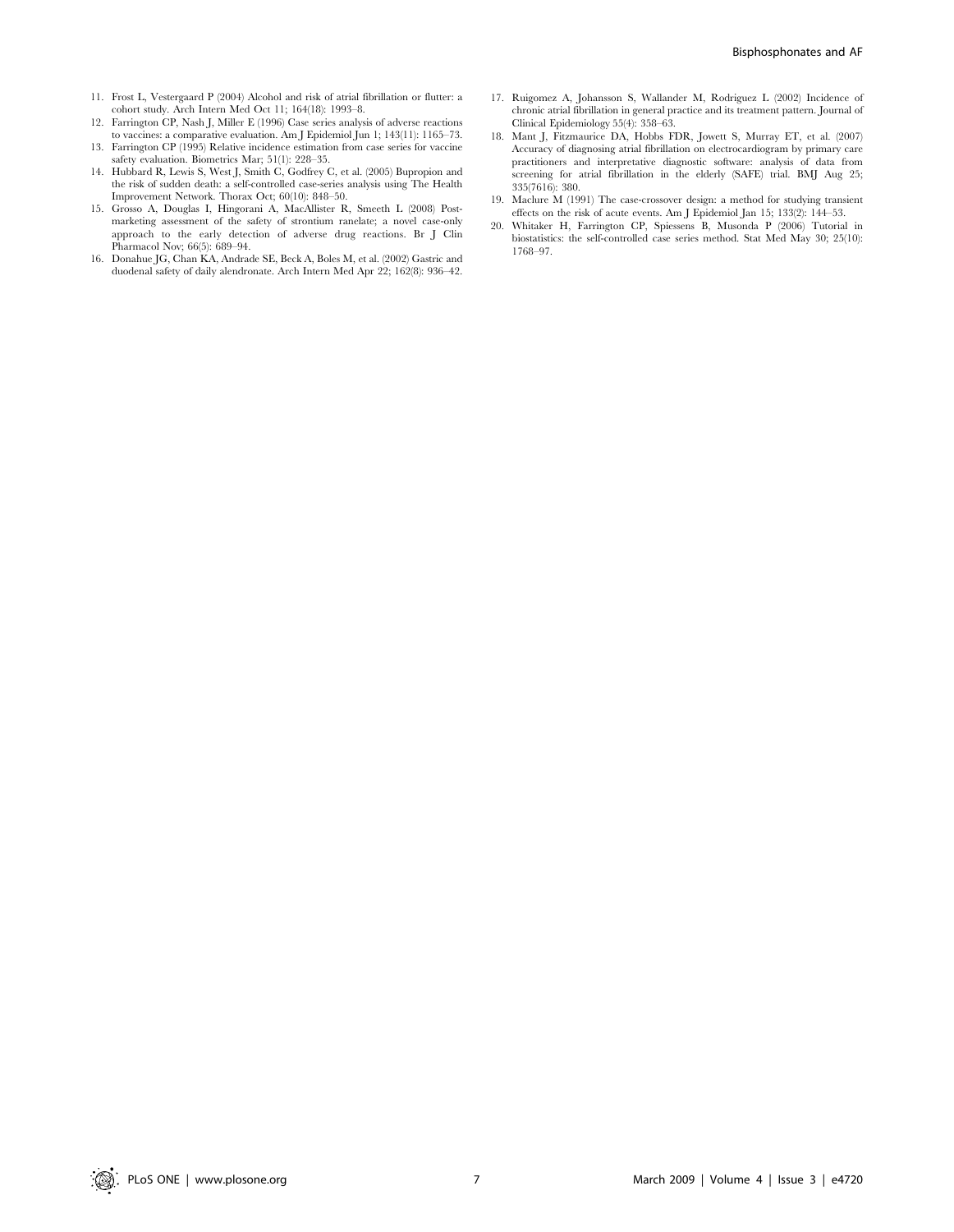11. Frost L, Vestergaard P (2004) Alcohol and risk of atrial fibrillation or flutter: a cohort study. Arch Intern Med Oct 11; 164(18): 1993–8.
12. Farrington CP, Nash J, Miller E (1996) Case series analysis of adverse reactions to vaccines: a comparative evaluation. Am J Epidemiol Jun 1; 143(11): 1165–73.
13. Farrington CP (1995) Relative incidence estimation from case series for vaccine safety evaluation. Biometrics Mar; 51(1): 228–35.
14. Hubbard R, Lewis S, West J, Smith C, Godfrey C, et al. (2005) Bupropion and the risk of sudden death: a self-controlled case-series analysis using The Health Improvement Network. Thorax Oct; 60(10): 848–50.
15. Grosso A, Douglas I, Hingorani A, MacAllister R, Smeeth L (2008) Post-marketing assessment of the safety of strontium ranelate; a novel case-only approach to the early detection of adverse drug reactions. Br J Clin Pharmacol Nov; 66(5): 689–94.
16. Donahue JG, Chan KA, Andrade SE, Beck A, Boles M, et al. (2002) Gastric and duodenal safety of daily alendronate. Arch Intern Med Apr 22; 162(8): 936–42.
17. Ruigomez A, Johansson S, Wallander M, Rodriguez L (2002) Incidence of chronic atrial fibrillation in general practice and its treatment pattern. Journal of Clinical Epidemiology 55(4): 358–63.
18. Mant J, Fitzmaurice DA, Hobbs FDR, Jowett S, Murray ET, et al. (2007) Accuracy of diagnosing atrial fibrillation on electrocardiogram by primary care practitioners and interpretative diagnostic software: analysis of data from screening for atrial fibrillation in the elderly (SAFE) trial. BMJ Aug 25; 335(7616): 380.
19. Maclure M (1991) The case-crossover design: a method for studying transient effects on the risk of acute events. Am J Epidemiol Jan 15; 133(2): 144–53.
20. Whitaker H, Farrington CP, Spiessens B, Musonda P (2006) Tutorial in biostatistics: the self-controlled case series method. Stat Med May 30; 25(10): 1768–97.